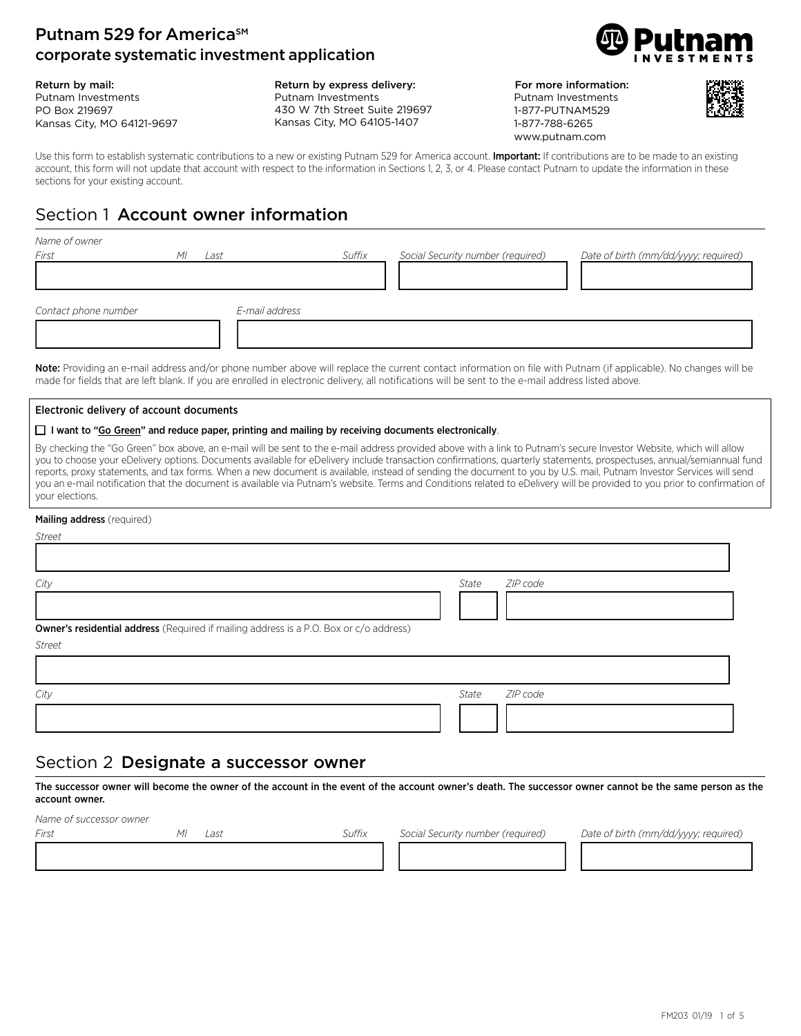# Putnam 529 for America℠ corporate systematic investment application

**Return by mail:**
Putnam Investments
PO Box 219697
Kansas City, MO 64121-9697

**Return by express delivery:**
Putnam Investments
430 W 7th Street Suite 219697
Kansas City, MO 64105-1407

**For more information:**
Putnam Investments
1-877-PUTNAM529
1-877-788-6265
www.putnam.com

Use this form to establish systematic contributions to a new or existing Putnam 529 for America account. **Important:** If contributions are to be made to an existing account, this form will not update that account with respect to the information in Sections 1, 2, 3, or 4. Please contact Putnam to update the information in these sections for your existing account.

## Section 1 Account owner information

*Name of owner*

| *First* | *MI* | *Last* | *Suffix* | *Social Security number (required)* | *Date of birth (mm/dd/yyyy; required)* |
|---|---|---|---|---|---|
| | | | | | |

| *Contact phone number* | *E-mail address* |
|---|---|
| | |

**Note:** Providing an e-mail address and/or phone number above will replace the current contact information on file with Putnam (if applicable). No changes will be made for fields that are left blank. If you are enrolled in electronic delivery, all notifications will be sent to the e-mail address listed above.

**Electronic delivery of account documents**

☐ **I want to "Go Green" and reduce paper, printing and mailing by receiving documents electronically**.

By checking the "Go Green" box above, an e-mail will be sent to the e-mail address provided above with a link to Putnam's secure Investor Website, which will allow you to choose your eDelivery options. Documents available for eDelivery include transaction confirmations, quarterly statements, prospectuses, annual/semiannual fund reports, proxy statements, and tax forms. When a new document is available, instead of sending the document to you by U.S. mail, Putnam Investor Services will send you an e-mail notification that the document is available via Putnam's website. Terms and Conditions related to eDelivery will be provided to you prior to confirmation of your elections.

**Mailing address** (required)

*Street*

| *City* | *State* | *ZIP code* |
|---|---|---|
| | | |

**Owner's residential address** (Required if mailing address is a P.O. Box or c/o address)

*Street*

| *City* | *State* | *ZIP code* |
|---|---|---|
| | | |

## Section 2 Designate a successor owner

**The successor owner will become the owner of the account in the event of the account owner's death. The successor owner cannot be the same person as the account owner.**

*Name of successor owner*

| *First* | *MI* | *Last* | *Suffix* | *Social Security number (required)* | *Date of birth (mm/dd/yyyy; required)* |
|---|---|---|---|---|---|
| | | | | | |

FM203 01/19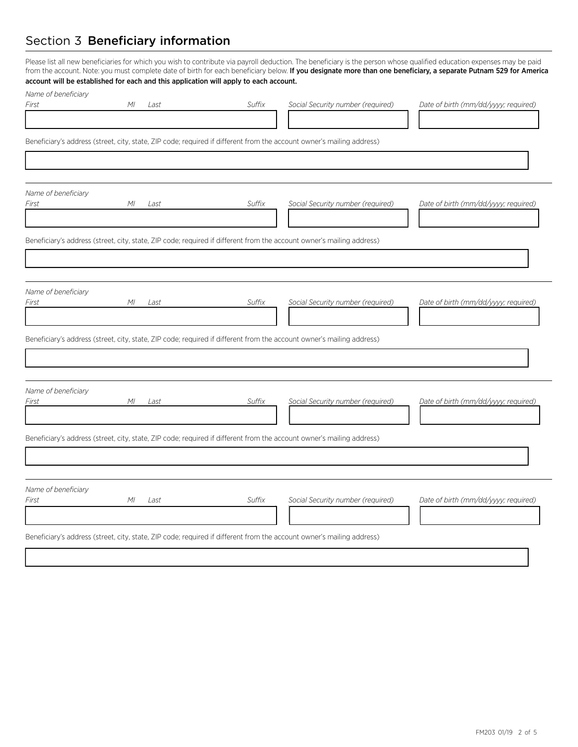## Section 3 **Beneficiary information**

Please list all new beneficiaries for which you wish to contribute via payroll deduction. The beneficiary is the person whose qualified education expenses may be paid from the account. Note: you must complete date of birth for each beneficiary below. **If you designate more than one beneficiary, a separate Putnam 529 for America account will be established for each and this application will apply to each account.**

*Name of beneficiary*

| *First* | *MI* | *Last* | *Suffix* | *Social Security number (required)* | *Date of birth (mm/dd/yyyy; required)* |
|---|---|---|---|---|---|
| | | | | | |

Beneficiary's address (street, city, state, ZIP code; required if different from the account owner's mailing address)

*Name of beneficiary*

| *First* | *MI* | *Last* | *Suffix* | *Social Security number (required)* | *Date of birth (mm/dd/yyyy; required)* |
|---|---|---|---|---|---|
| | | | | | |

Beneficiary's address (street, city, state, ZIP code; required if different from the account owner's mailing address)

*Name of beneficiary*

| *First* | *MI* | *Last* | *Suffix* | *Social Security number (required)* | *Date of birth (mm/dd/yyyy; required)* |
|---|---|---|---|---|---|
| | | | | | |

Beneficiary's address (street, city, state, ZIP code; required if different from the account owner's mailing address)

*Name of beneficiary*

| *First* | *MI* | *Last* | *Suffix* | *Social Security number (required)* | *Date of birth (mm/dd/yyyy; required)* |
|---|---|---|---|---|---|
| | | | | | |

Beneficiary's address (street, city, state, ZIP code; required if different from the account owner's mailing address)

*Name of beneficiary*

| *First* | *MI* | *Last* | *Suffix* | *Social Security number (required)* | *Date of birth (mm/dd/yyyy; required)* |
|---|---|---|---|---|---|
| | | | | | |

Beneficiary's address (street, city, state, ZIP code; required if different from the account owner's mailing address)

FM203 01/19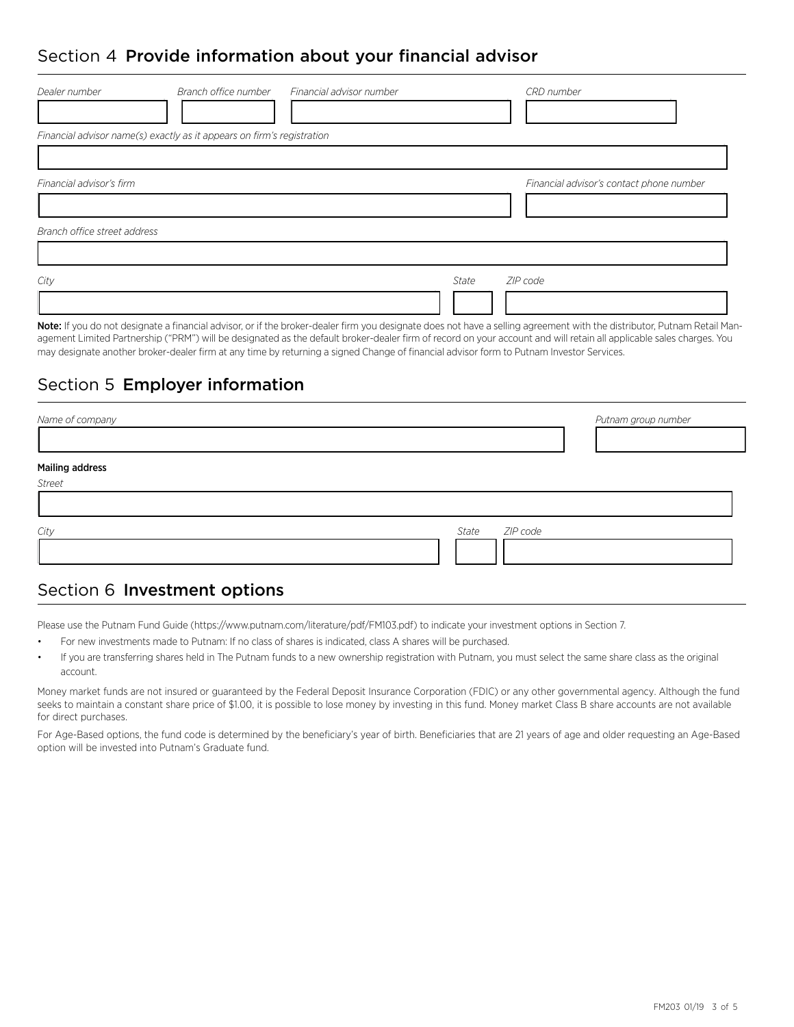## Section 4 **Provide information about your financial advisor**

*Dealer number* | *Branch office number* | *Financial advisor number* | *CRD number*

*Financial advisor name(s) exactly as it appears on firm's registration*

*Financial advisor's firm* | *Financial advisor's contact phone number*

*Branch office street address*

*City* | *State* | *ZIP code*

**Note:** If you do not designate a financial advisor, or if the broker-dealer firm you designate does not have a selling agreement with the distributor, Putnam Retail Management Limited Partnership ("PRM") will be designated as the default broker-dealer firm of record on your account and will retain all applicable sales charges. You may designate another broker-dealer firm at any time by returning a signed Change of financial advisor form to Putnam Investor Services.

## Section 5 **Employer information**

*Name of company* | *Putnam group number*

**Mailing address**

*Street*

*City* | *State* | *ZIP code*

## Section 6 **Investment options**

Please use the Putnam Fund Guide (https://www.putnam.com/literature/pdf/FM103.pdf) to indicate your investment options in Section 7.

- For new investments made to Putnam: If no class of shares is indicated, class A shares will be purchased.
- If you are transferring shares held in The Putnam funds to a new ownership registration with Putnam, you must select the same share class as the original account.

Money market funds are not insured or guaranteed by the Federal Deposit Insurance Corporation (FDIC) or any other governmental agency. Although the fund seeks to maintain a constant share price of $1.00, it is possible to lose money by investing in this fund. Money market Class B share accounts are not available for direct purchases.

For Age-Based options, the fund code is determined by the beneficiary's year of birth. Beneficiaries that are 21 years of age and older requesting an Age-Based option will be invested into Putnam's Graduate fund.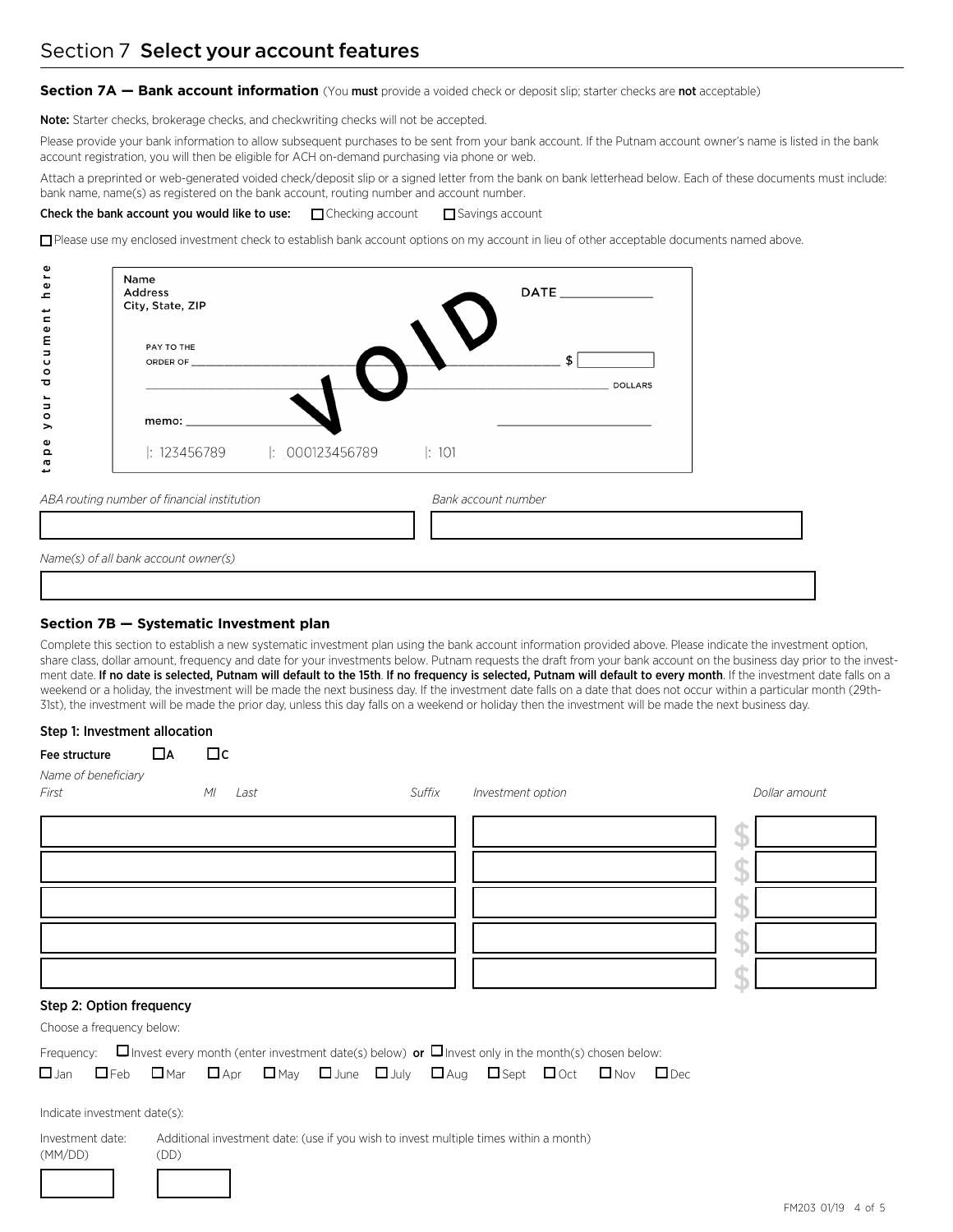## Section 7 **Select your account features**

**Section 7A — Bank account information** (You **must** provide a voided check or deposit slip; starter checks are **not** acceptable)

**Note:** Starter checks, brokerage checks, and checkwriting checks will not be accepted.

Please provide your bank information to allow subsequent purchases to be sent from your bank account. If the Putnam account owner's name is listed in the bank account registration, you will then be eligible for ACH on-demand purchasing via phone or web.

Attach a preprinted or web-generated voided check/deposit slip or a signed letter from the bank on bank letterhead below. Each of these documents must include: bank name, name(s) as registered on the bank account, routing number and account number.

**Check the bank account you would like to use:** ☐ Checking account ☐ Savings account

☐ Please use my enclosed investment check to establish bank account options on my account in lieu of other acceptable documents named above.

tape your document here

Name
Address
City, State, ZIP

DATE ____________

PAY TO THE ORDER OF ______________________________ $ [ ]

______________________________ DOLLARS

memo: ______________ ______________

VOID

|: 123456789 |: 000123456789 |: 101

*ABA routing number of financial institution*

*Bank account number*

*Name(s) of all bank account owner(s)*

**Section 7B — Systematic Investment plan**

Complete this section to establish a new systematic investment plan using the bank account information provided above. Please indicate the investment option, share class, dollar amount, frequency and date for your investments below. Putnam requests the draft from your bank account on the business day prior to the investment date. **If no date is selected, Putnam will default to the 15th**. **If no frequency is selected, Putnam will default to every month**. If the investment date falls on a weekend or a holiday, the investment will be made the next business day. If the investment date falls on a date that does not occur within a particular month (29th-31st), the investment will be made the prior day, unless this day falls on a weekend or holiday then the investment will be made the next business day.

**Step 1: Investment allocation**

**Fee structure** ☐A ☐C

| *Name of beneficiary* *First* | *MI* | *Last* | *Suffix* | *Investment option* | *Dollar amount* |
|---|---|---|---|---|---|
| | | | | | $ |
| | | | | | $ |
| | | | | | $ |
| | | | | | $ |
| | | | | | $ |

**Step 2: Option frequency**

Choose a frequency below:

Frequency: ☐ Invest every month (enter investment date(s) below) **or** ☐ Invest only in the month(s) chosen below:

☐ Jan ☐ Feb ☐ Mar ☐ Apr ☐ May ☐ June ☐ July ☐ Aug ☐ Sept ☐ Oct ☐ Nov ☐ Dec

Indicate investment date(s):

Investment date: (MM/DD)

Additional investment date: (use if you wish to invest multiple times within a month) (DD)

FM203 01/19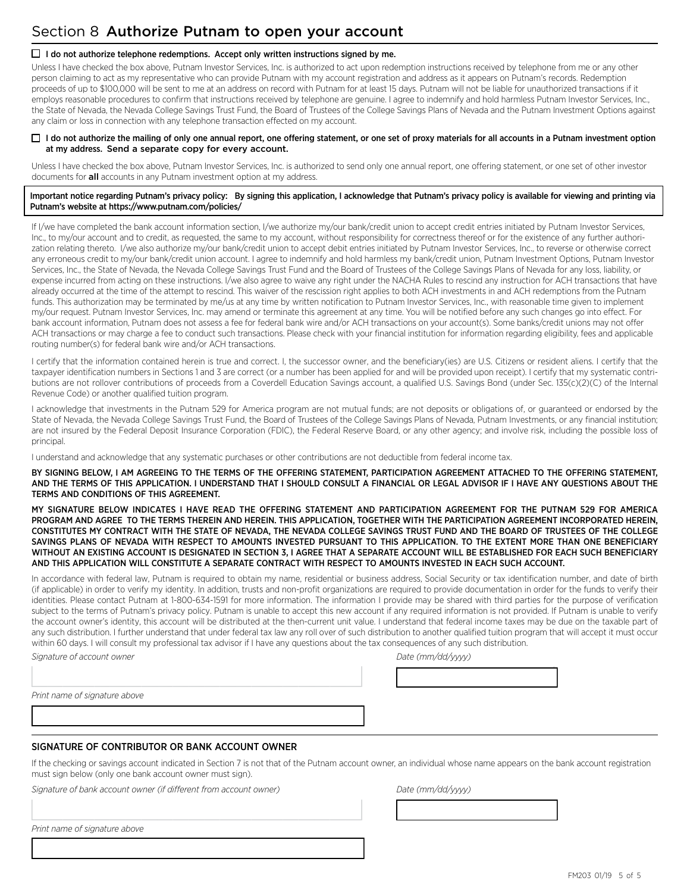# Section 8 **Authorize Putnam to open your account**

☐ **I do not authorize telephone redemptions. Accept only written instructions signed by me.**

Unless I have checked the box above, Putnam Investor Services, Inc. is authorized to act upon redemption instructions received by telephone from me or any other person claiming to act as my representative who can provide Putnam with my account registration and address as it appears on Putnam's records. Redemption proceeds of up to $100,000 will be sent to me at an address on record with Putnam for at least 15 days. Putnam will not be liable for unauthorized transactions if it employs reasonable procedures to confirm that instructions received by telephone are genuine. I agree to indemnify and hold harmless Putnam Investor Services, Inc., the State of Nevada, the Nevada College Savings Trust Fund, the Board of Trustees of the College Savings Plans of Nevada and the Putnam Investment Options against any claim or loss in connection with any telephone transaction effected on my account.

☐ **I do not authorize the mailing of only one annual report, one offering statement, or one set of proxy materials for all accounts in a Putnam investment option at my address. Send a separate copy for every account.**

Unless I have checked the box above, Putnam Investor Services, Inc. is authorized to send only one annual report, one offering statement, or one set of other investor documents for **all** accounts in any Putnam investment option at my address.

**Important notice regarding Putnam's privacy policy: By signing this application, I acknowledge that Putnam's privacy policy is available for viewing and printing via Putnam's website at https://www.putnam.com/policies/**

If I/we have completed the bank account information section, I/we authorize my/our bank/credit union to accept credit entries initiated by Putnam Investor Services, Inc., to my/our account and to credit, as requested, the same to my account, without responsibility for correctness thereof or for the existence of any further authorization relating thereto. I/we also authorize my/our bank/credit union to accept debit entries initiated by Putnam Investor Services, Inc., to reverse or otherwise correct any erroneous credit to my/our bank/credit union account. I agree to indemnify and hold harmless my bank/credit union, Putnam Investment Options, Putnam Investor Services, Inc., the State of Nevada, the Nevada College Savings Trust Fund and the Board of Trustees of the College Savings Plans of Nevada for any loss, liability, or expense incurred from acting on these instructions. I/we also agree to waive any right under the NACHA Rules to rescind any instruction for ACH transactions that have already occurred at the time of the attempt to rescind. This waiver of the rescission right applies to both ACH investments in and ACH redemptions from the Putnam funds. This authorization may be terminated by me/us at any time by written notification to Putnam Investor Services, Inc., with reasonable time given to implement my/our request. Putnam Investor Services, Inc. may amend or terminate this agreement at any time. You will be notified before any such changes go into effect. For bank account information, Putnam does not assess a fee for federal bank wire and/or ACH transactions on your account(s). Some banks/credit unions may not offer ACH transactions or may charge a fee to conduct such transactions. Please check with your financial institution for information regarding eligibility, fees and applicable routing number(s) for federal bank wire and/or ACH transactions.

I certify that the information contained herein is true and correct. I, the successor owner, and the beneficiary(ies) are U.S. Citizens or resident aliens. I certify that the taxpayer identification numbers in Sections 1 and 3 are correct (or a number has been applied for and will be provided upon receipt). I certify that my systematic contributions are not rollover contributions of proceeds from a Coverdell Education Savings account, a qualified U.S. Savings Bond (under Sec. 135(c)(2)(C) of the Internal Revenue Code) or another qualified tuition program.

I acknowledge that investments in the Putnam 529 for America program are not mutual funds; are not deposits or obligations of, or guaranteed or endorsed by the State of Nevada, the Nevada College Savings Trust Fund, the Board of Trustees of the College Savings Plans of Nevada, Putnam Investments, or any financial institution; are not insured by the Federal Deposit Insurance Corporation (FDIC), the Federal Reserve Board, or any other agency; and involve risk, including the possible loss of principal.

I understand and acknowledge that any systematic purchases or other contributions are not deductible from federal income tax.

**BY SIGNING BELOW, I AM AGREEING TO THE TERMS OF THE OFFERING STATEMENT, PARTICIPATION AGREEMENT ATTACHED TO THE OFFERING STATEMENT, AND THE TERMS OF THIS APPLICATION. I UNDERSTAND THAT I SHOULD CONSULT A FINANCIAL OR LEGAL ADVISOR IF I HAVE ANY QUESTIONS ABOUT THE TERMS AND CONDITIONS OF THIS AGREEMENT.**

**MY SIGNATURE BELOW INDICATES I HAVE READ THE OFFERING STATEMENT AND PARTICIPATION AGREEMENT FOR THE PUTNAM 529 FOR AMERICA PROGRAM AND AGREE TO THE TERMS THEREIN AND HEREIN. THIS APPLICATION, TOGETHER WITH THE PARTICIPATION AGREEMENT INCORPORATED HEREIN, CONSTITUTES MY CONTRACT WITH THE STATE OF NEVADA, THE NEVADA COLLEGE SAVINGS TRUST FUND AND THE BOARD OF TRUSTEES OF THE COLLEGE SAVINGS PLANS OF NEVADA WITH RESPECT TO AMOUNTS INVESTED PURSUANT TO THIS APPLICATION. TO THE EXTENT MORE THAN ONE BENEFICIARY WITHOUT AN EXISTING ACCOUNT IS DESIGNATED IN SECTION 3, I AGREE THAT A SEPARATE ACCOUNT WILL BE ESTABLISHED FOR EACH SUCH BENEFICIARY AND THIS APPLICATION WILL CONSTITUTE A SEPARATE CONTRACT WITH RESPECT TO AMOUNTS INVESTED IN EACH SUCH ACCOUNT.**

In accordance with federal law, Putnam is required to obtain my name, residential or business address, Social Security or tax identification number, and date of birth (if applicable) in order to verify my identity. In addition, trusts and non-profit organizations are required to provide documentation in order for the funds to verify their identities. Please contact Putnam at 1-800-634-1591 for more information. The information I provide may be shared with third parties for the purpose of verification subject to the terms of Putnam's privacy policy. Putnam is unable to accept this new account if any required information is not provided. If Putnam is unable to verify the account owner's identity, this account will be distributed at the then-current unit value. I understand that federal income taxes may be due on the taxable part of any such distribution. I further understand that under federal tax law any roll over of such distribution to another qualified tuition program that will accept it must occur within 60 days. I will consult my professional tax advisor if I have any questions about the tax consequences of any such distribution.

*Signature of account owner*

*Date (mm/dd/yyyy)*

*Print name of signature above*

## SIGNATURE OF CONTRIBUTOR OR BANK ACCOUNT OWNER

If the checking or savings account indicated in Section 7 is not that of the Putnam account owner, an individual whose name appears on the bank account registration must sign below (only one bank account owner must sign).

*Signature of bank account owner (if different from account owner)*

*Date (mm/dd/yyyy)*

*Print name of signature above*

FM203 01/19